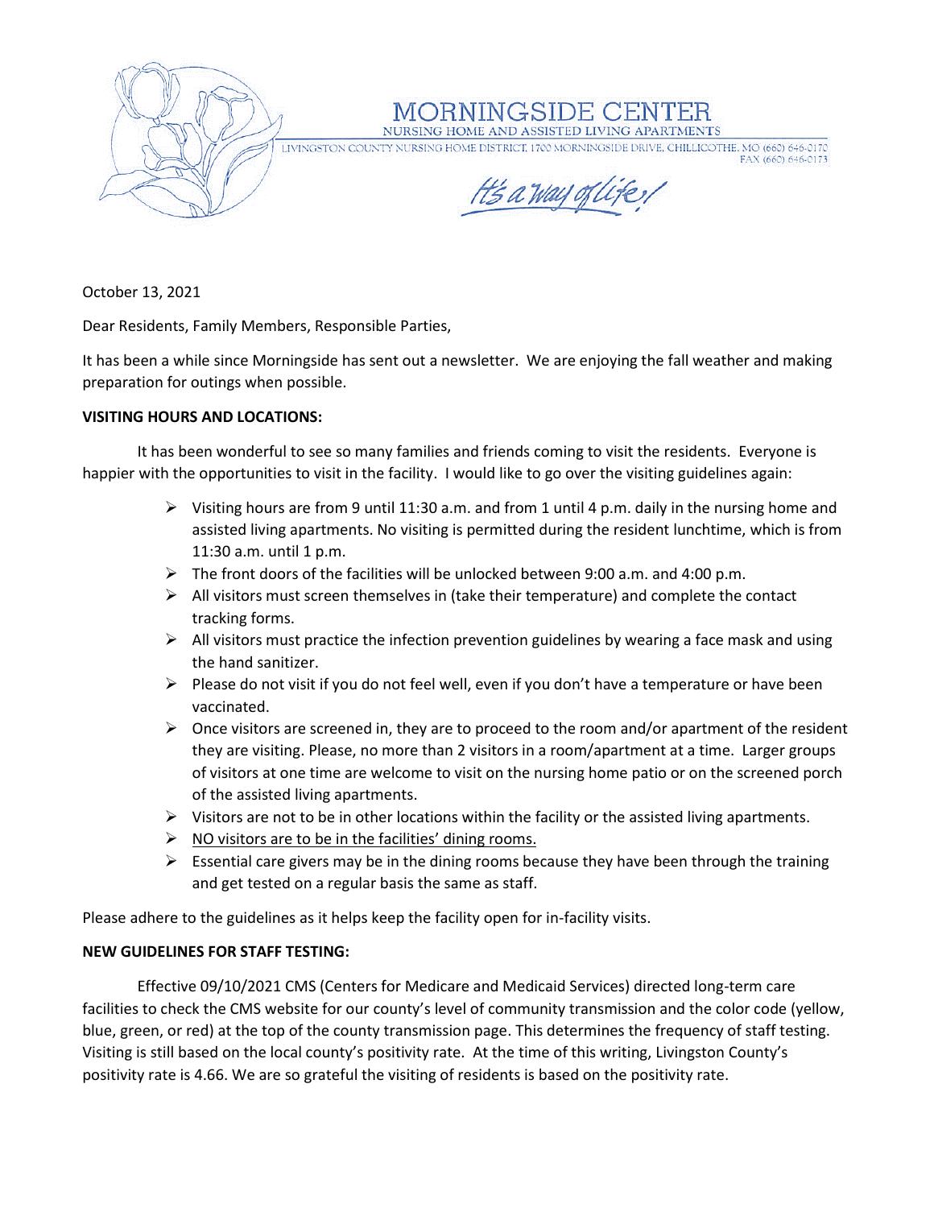# MORNINGSIDE CENTER

NURSING HOME AND ASSISTED LIVING APARTMENTS

LIVINGSTON COUNTY NURSING HOME DISTRICT, 1700 MORNINGSIDE DRIVE, CHILLICOTHE, MO (660) 646-0170
FAX (660) 646-0173

*It's a way of life!*

October 13, 2021

Dear Residents, Family Members, Responsible Parties,

It has been a while since Morningside has sent out a newsletter. We are enjoying the fall weather and making preparation for outings when possible.

**VISITING HOURS AND LOCATIONS:**

It has been wonderful to see so many families and friends coming to visit the residents. Everyone is happier with the opportunities to visit in the facility. I would like to go over the visiting guidelines again:

- Visiting hours are from 9 until 11:30 a.m. and from 1 until 4 p.m. daily in the nursing home and assisted living apartments. No visiting is permitted during the resident lunchtime, which is from 11:30 a.m. until 1 p.m.
- The front doors of the facilities will be unlocked between 9:00 a.m. and 4:00 p.m.
- All visitors must screen themselves in (take their temperature) and complete the contact tracking forms.
- All visitors must practice the infection prevention guidelines by wearing a face mask and using the hand sanitizer.
- Please do not visit if you do not feel well, even if you don't have a temperature or have been vaccinated.
- Once visitors are screened in, they are to proceed to the room and/or apartment of the resident they are visiting. Please, no more than 2 visitors in a room/apartment at a time. Larger groups of visitors at one time are welcome to visit on the nursing home patio or on the screened porch of the assisted living apartments.
- Visitors are not to be in other locations within the facility or the assisted living apartments.
- <u>NO visitors are to be in the facilities' dining rooms.</u>
- Essential care givers may be in the dining rooms because they have been through the training and get tested on a regular basis the same as staff.

Please adhere to the guidelines as it helps keep the facility open for in-facility visits.

**NEW GUIDELINES FOR STAFF TESTING:**

Effective 09/10/2021 CMS (Centers for Medicare and Medicaid Services) directed long-term care facilities to check the CMS website for our county's level of community transmission and the color code (yellow, blue, green, or red) at the top of the county transmission page. This determines the frequency of staff testing. Visiting is still based on the local county's positivity rate. At the time of this writing, Livingston County's positivity rate is 4.66. We are so grateful the visiting of residents is based on the positivity rate.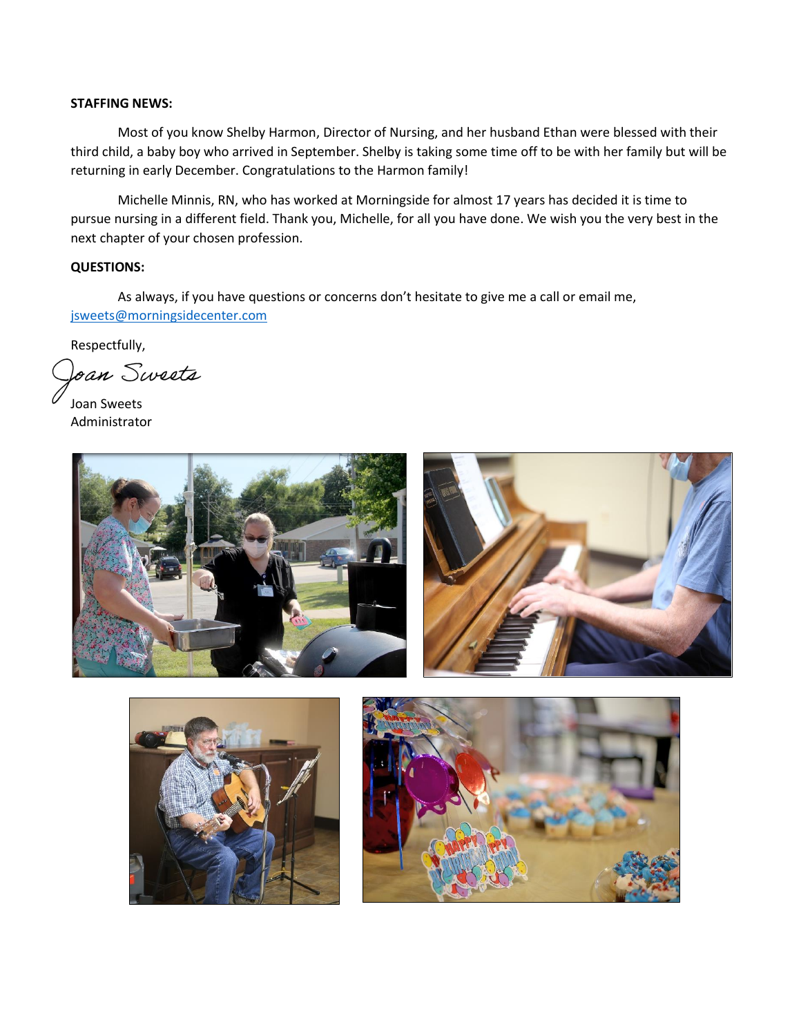**STAFFING NEWS:**

Most of you know Shelby Harmon, Director of Nursing, and her husband Ethan were blessed with their third child, a baby boy who arrived in September. Shelby is taking some time off to be with her family but will be returning in early December. Congratulations to the Harmon family!

Michelle Minnis, RN, who has worked at Morningside for almost 17 years has decided it is time to pursue nursing in a different field. Thank you, Michelle, for all you have done. We wish you the very best in the next chapter of your chosen profession.

**QUESTIONS:**

As always, if you have questions or concerns don't hesitate to give me a call or email me, [jsweets@morningsidecenter.com](mailto:jsweets@morningsidecenter.com)

Respectfully,

Joan Sweets

Joan Sweets
Administrator